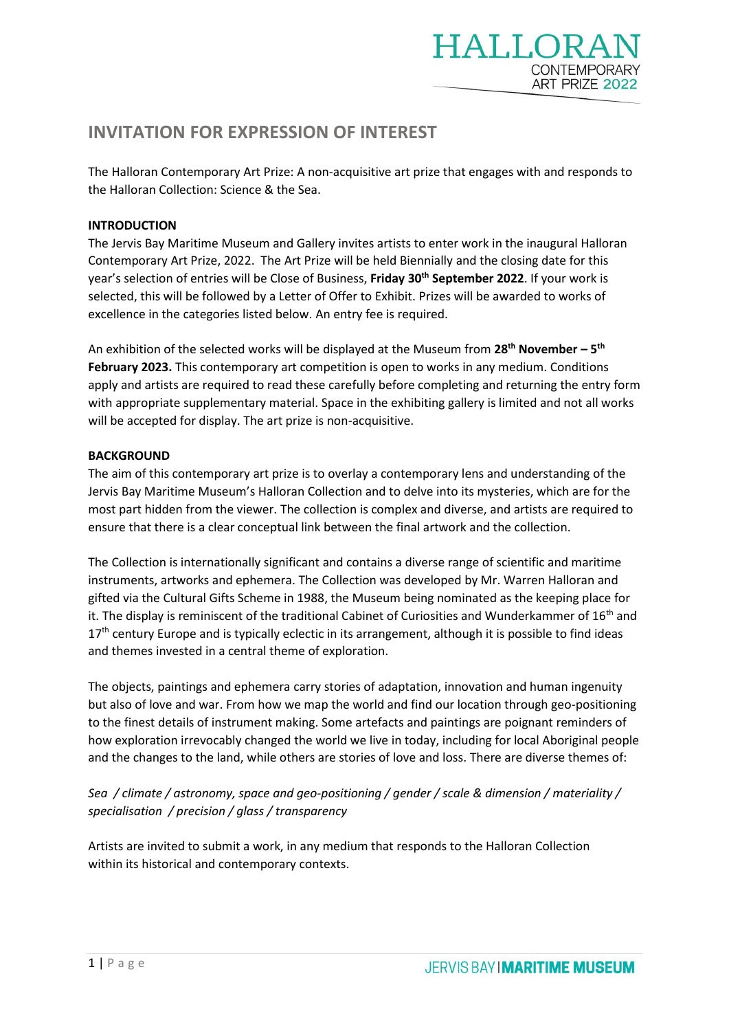# INVITATION FOR EXPRESSION OF INTEREST

The Halloran Contemporary Art Prize: A non-acquisitive art prize that engages with and responds to the Halloran Collection: Science & the Sea.

**INTRODUCTION**

The Jervis Bay Maritime Museum and Gallery invites artists to enter work in the inaugural Halloran Contemporary Art Prize, 2022. The Art Prize will be held Biennially and the closing date for this year's selection of entries will be Close of Business, **Friday 30th September 2022**. If your work is selected, this will be followed by a Letter of Offer to Exhibit. Prizes will be awarded to works of excellence in the categories listed below. An entry fee is required.

An exhibition of the selected works will be displayed at the Museum from **28th November – 5th February 2023.** This contemporary art competition is open to works in any medium. Conditions apply and artists are required to read these carefully before completing and returning the entry form with appropriate supplementary material. Space in the exhibiting gallery is limited and not all works will be accepted for display. The art prize is non-acquisitive.

**BACKGROUND**

The aim of this contemporary art prize is to overlay a contemporary lens and understanding of the Jervis Bay Maritime Museum's Halloran Collection and to delve into its mysteries, which are for the most part hidden from the viewer. The collection is complex and diverse, and artists are required to ensure that there is a clear conceptual link between the final artwork and the collection.

The Collection is internationally significant and contains a diverse range of scientific and maritime instruments, artworks and ephemera. The Collection was developed by Mr. Warren Halloran and gifted via the Cultural Gifts Scheme in 1988, the Museum being nominated as the keeping place for it. The display is reminiscent of the traditional Cabinet of Curiosities and Wunderkammer of 16th and 17th century Europe and is typically eclectic in its arrangement, although it is possible to find ideas and themes invested in a central theme of exploration.

The objects, paintings and ephemera carry stories of adaptation, innovation and human ingenuity but also of love and war. From how we map the world and find our location through geo-positioning to the finest details of instrument making. Some artefacts and paintings are poignant reminders of how exploration irrevocably changed the world we live in today, including for local Aboriginal people and the changes to the land, while others are stories of love and loss. There are diverse themes of:

*Sea / climate / astronomy, space and geo-positioning / gender / scale & dimension / materiality / specialisation / precision / glass / transparency*

Artists are invited to submit a work, in any medium that responds to the Halloran Collection within its historical and contemporary contexts.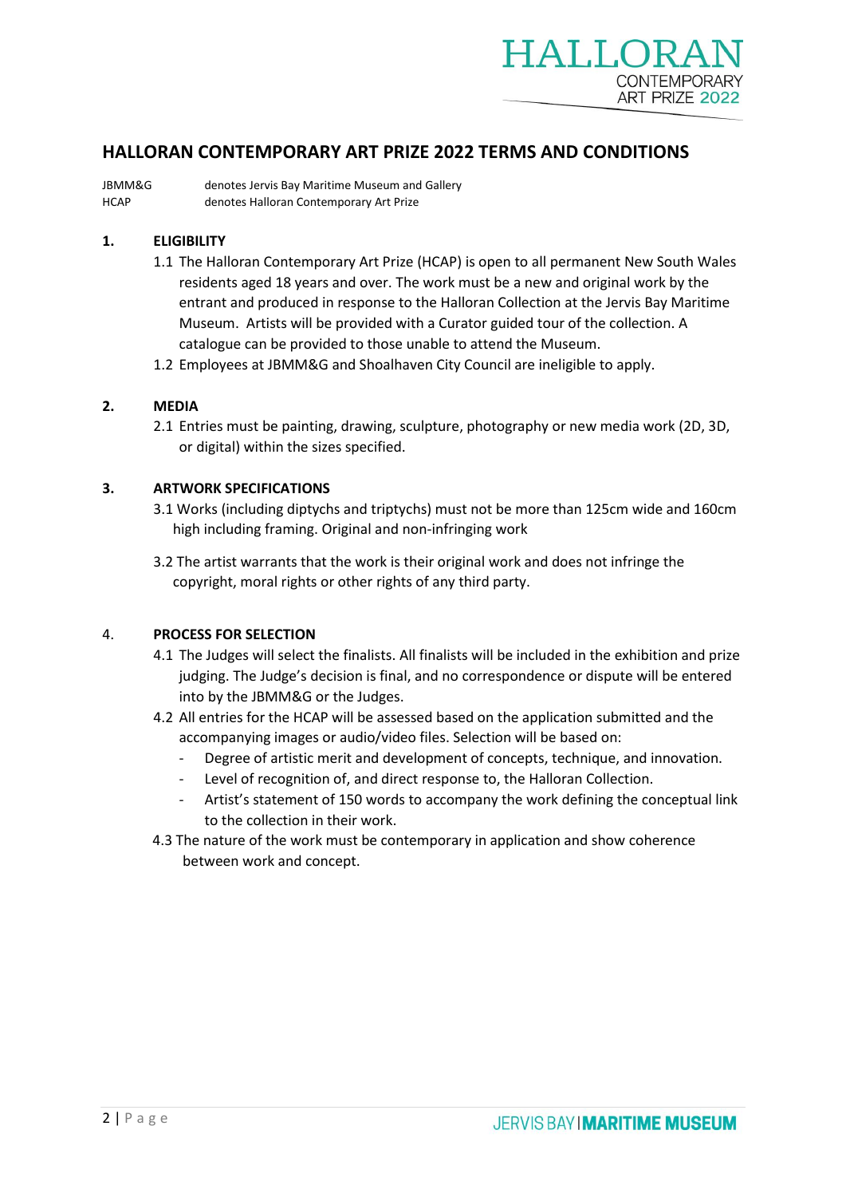## HALLORAN CONTEMPORARY ART PRIZE 2022 TERMS AND CONDITIONS

JBMM&G denotes Jervis Bay Maritime Museum and Gallery
HCAP denotes Halloran Contemporary Art Prize

### 1. ELIGIBILITY

1.1 The Halloran Contemporary Art Prize (HCAP) is open to all permanent New South Wales residents aged 18 years and over. The work must be a new and original work by the entrant and produced in response to the Halloran Collection at the Jervis Bay Maritime Museum. Artists will be provided with a Curator guided tour of the collection. A catalogue can be provided to those unable to attend the Museum.

1.2 Employees at JBMM&G and Shoalhaven City Council are ineligible to apply.

### 2. MEDIA

2.1 Entries must be painting, drawing, sculpture, photography or new media work (2D, 3D, or digital) within the sizes specified.

### 3. ARTWORK SPECIFICATIONS

3.1 Works (including diptychs and triptychs) must not be more than 125cm wide and 160cm high including framing. Original and non-infringing work

3.2 The artist warrants that the work is their original work and does not infringe the copyright, moral rights or other rights of any third party.

### 4. PROCESS FOR SELECTION

4.1 The Judges will select the finalists. All finalists will be included in the exhibition and prize judging. The Judge's decision is final, and no correspondence or dispute will be entered into by the JBMM&G or the Judges.

4.2 All entries for the HCAP will be assessed based on the application submitted and the accompanying images or audio/video files. Selection will be based on:

- Degree of artistic merit and development of concepts, technique, and innovation.
- Level of recognition of, and direct response to, the Halloran Collection.
- Artist's statement of 150 words to accompany the work defining the conceptual link to the collection in their work.

4.3 The nature of the work must be contemporary in application and show coherence between work and concept.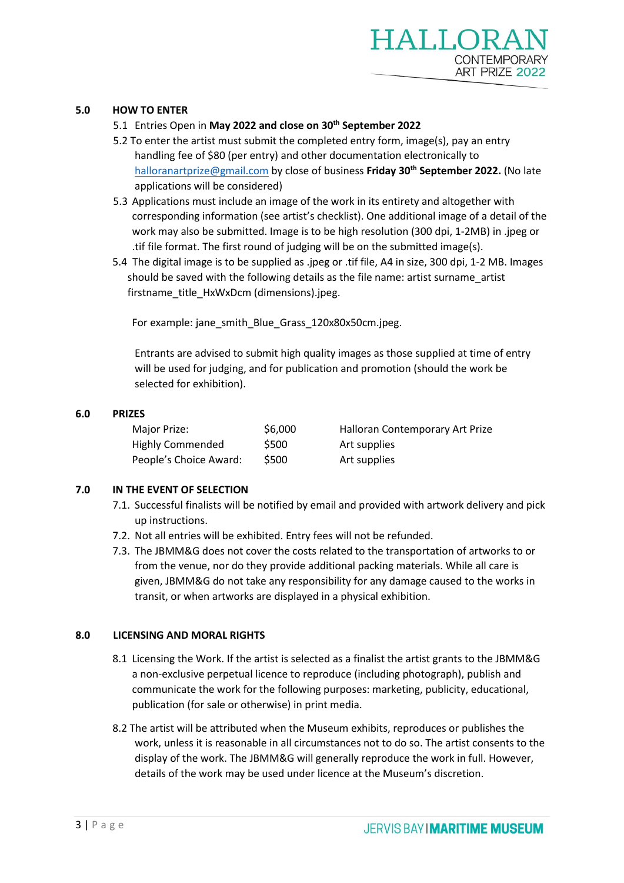## 5.0 HOW TO ENTER

5.1 Entries Open in **May 2022 and close on 30th September 2022**

5.2 To enter the artist must submit the completed entry form, image(s), pay an entry handling fee of $80 (per entry) and other documentation electronically to halloranartprize@gmail.com by close of business **Friday 30th September 2022.** (No late applications will be considered)

5.3 Applications must include an image of the work in its entirety and altogether with corresponding information (see artist's checklist). One additional image of a detail of the work may also be submitted. Image is to be high resolution (300 dpi, 1-2MB) in .jpeg or .tif file format. The first round of judging will be on the submitted image(s).

5.4 The digital image is to be supplied as .jpeg or .tif file, A4 in size, 300 dpi, 1-2 MB. Images should be saved with the following details as the file name: artist surname_artist firstname_title_HxWxDcm (dimensions).jpeg.

For example: jane_smith_Blue_Grass_120x80x50cm.jpeg.

Entrants are advised to submit high quality images as those supplied at time of entry will be used for judging, and for publication and promotion (should the work be selected for exhibition).

## 6.0 PRIZES

| | | |
|---|---|---|
| Major Prize: | $6,000 | Halloran Contemporary Art Prize |
| Highly Commended | $500 | Art supplies |
| People's Choice Award: | $500 | Art supplies |

## 7.0 IN THE EVENT OF SELECTION

7.1. Successful finalists will be notified by email and provided with artwork delivery and pick up instructions.

7.2. Not all entries will be exhibited. Entry fees will not be refunded.

7.3. The JBMM&G does not cover the costs related to the transportation of artworks to or from the venue, nor do they provide additional packing materials. While all care is given, JBMM&G do not take any responsibility for any damage caused to the works in transit, or when artworks are displayed in a physical exhibition.

## 8.0 LICENSING AND MORAL RIGHTS

8.1 Licensing the Work. If the artist is selected as a finalist the artist grants to the JBMM&G a non-exclusive perpetual licence to reproduce (including photograph), publish and communicate the work for the following purposes: marketing, publicity, educational, publication (for sale or otherwise) in print media.

8.2 The artist will be attributed when the Museum exhibits, reproduces or publishes the work, unless it is reasonable in all circumstances not to do so. The artist consents to the display of the work. The JBMM&G will generally reproduce the work in full. However, details of the work may be used under licence at the Museum's discretion.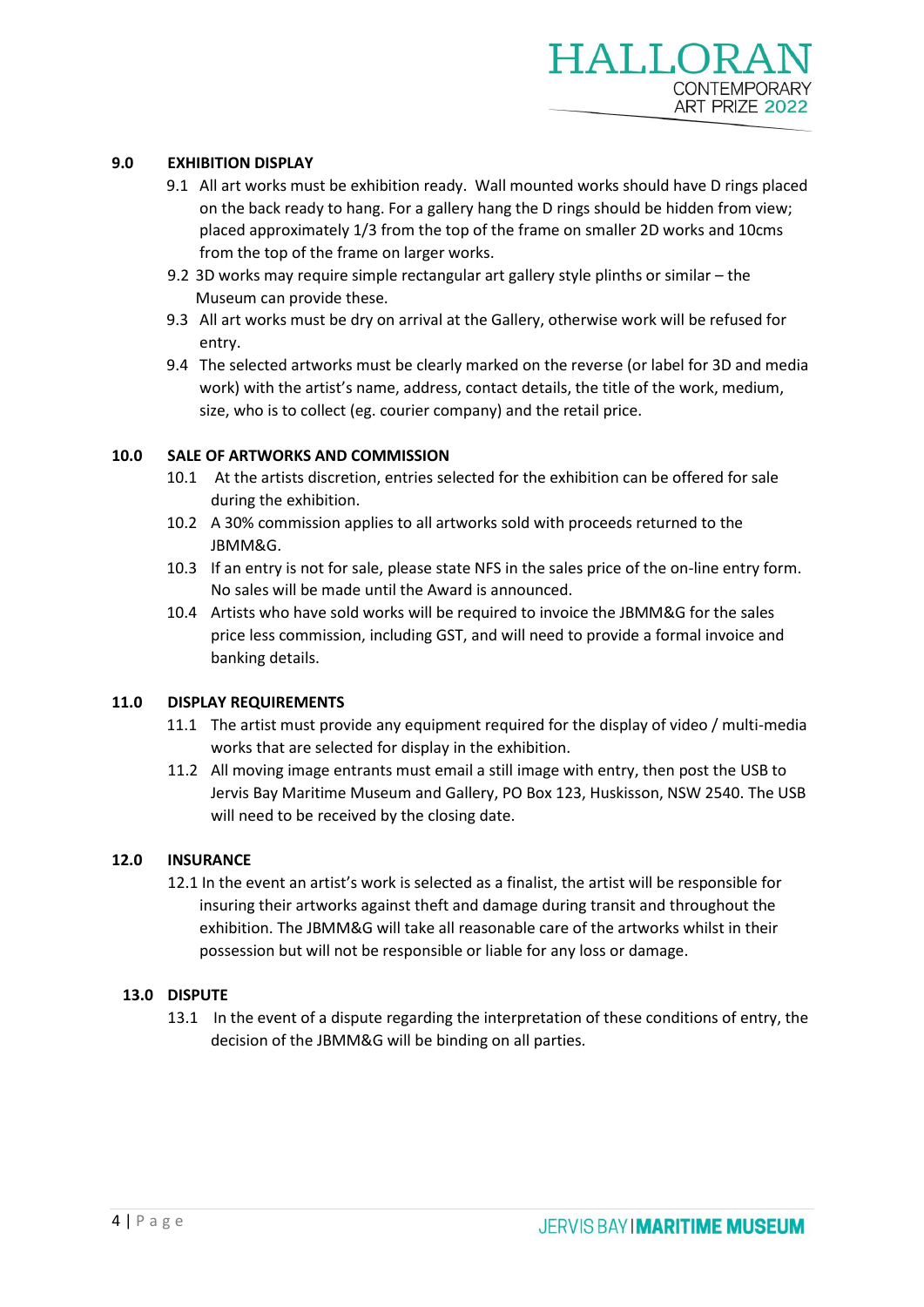## 9.0 EXHIBITION DISPLAY

9.1 All art works must be exhibition ready. Wall mounted works should have D rings placed on the back ready to hang. For a gallery hang the D rings should be hidden from view; placed approximately 1/3 from the top of the frame on smaller 2D works and 10cms from the top of the frame on larger works.

9.2 3D works may require simple rectangular art gallery style plinths or similar – the Museum can provide these.

9.3 All art works must be dry on arrival at the Gallery, otherwise work will be refused for entry.

9.4 The selected artworks must be clearly marked on the reverse (or label for 3D and media work) with the artist's name, address, contact details, the title of the work, medium, size, who is to collect (eg. courier company) and the retail price.

## 10.0 SALE OF ARTWORKS AND COMMISSION

10.1 At the artists discretion, entries selected for the exhibition can be offered for sale during the exhibition.

10.2 A 30% commission applies to all artworks sold with proceeds returned to the JBMM&G.

10.3 If an entry is not for sale, please state NFS in the sales price of the on-line entry form. No sales will be made until the Award is announced.

10.4 Artists who have sold works will be required to invoice the JBMM&G for the sales price less commission, including GST, and will need to provide a formal invoice and banking details.

## 11.0 DISPLAY REQUIREMENTS

11.1 The artist must provide any equipment required for the display of video / multi-media works that are selected for display in the exhibition.

11.2 All moving image entrants must email a still image with entry, then post the USB to Jervis Bay Maritime Museum and Gallery, PO Box 123, Huskisson, NSW 2540. The USB will need to be received by the closing date.

## 12.0 INSURANCE

12.1 In the event an artist's work is selected as a finalist, the artist will be responsible for insuring their artworks against theft and damage during transit and throughout the exhibition. The JBMM&G will take all reasonable care of the artworks whilst in their possession but will not be responsible or liable for any loss or damage.

## 13.0 DISPUTE

13.1 In the event of a dispute regarding the interpretation of these conditions of entry, the decision of the JBMM&G will be binding on all parties.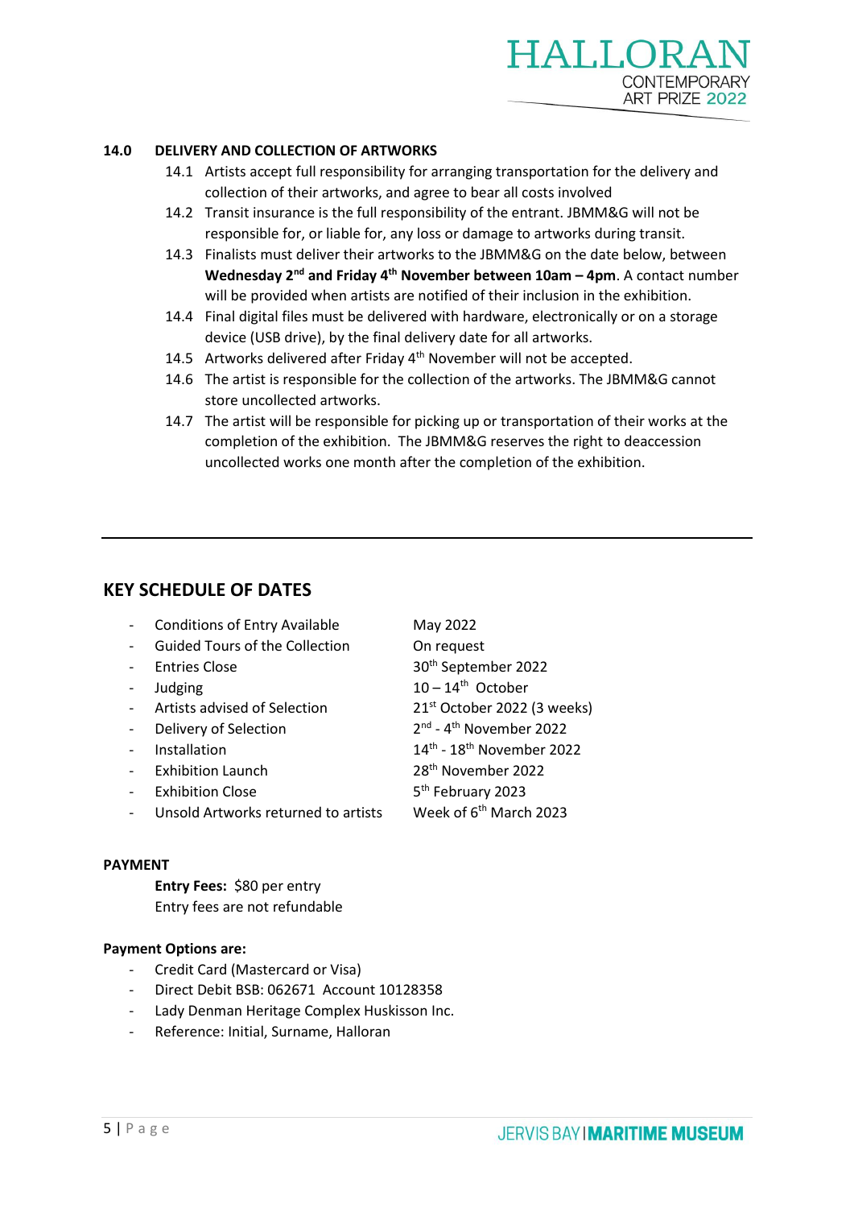**14.0 DELIVERY AND COLLECTION OF ARTWORKS**

14.1 Artists accept full responsibility for arranging transportation for the delivery and collection of their artworks, and agree to bear all costs involved

14.2 Transit insurance is the full responsibility of the entrant. JBMM&G will not be responsible for, or liable for, any loss or damage to artworks during transit.

14.3 Finalists must deliver their artworks to the JBMM&G on the date below, between **Wednesday 2nd and Friday 4th November between 10am – 4pm**. A contact number will be provided when artists are notified of their inclusion in the exhibition.

14.4 Final digital files must be delivered with hardware, electronically or on a storage device (USB drive), by the final delivery date for all artworks.

14.5 Artworks delivered after Friday 4th November will not be accepted.

14.6 The artist is responsible for the collection of the artworks. The JBMM&G cannot store uncollected artworks.

14.7 The artist will be responsible for picking up or transportation of their works at the completion of the exhibition. The JBMM&G reserves the right to deaccession uncollected works one month after the completion of the exhibition.

---

## KEY SCHEDULE OF DATES

| | |
|---|---|
| - Conditions of Entry Available | May 2022 |
| - Guided Tours of the Collection | On request |
| - Entries Close | 30th September 2022 |
| - Judging | 10 – 14th October |
| - Artists advised of Selection | 21st October 2022 (3 weeks) |
| - Delivery of Selection | 2nd - 4th November 2022 |
| - Installation | 14th - 18th November 2022 |
| - Exhibition Launch | 28th November 2022 |
| - Exhibition Close | 5th February 2023 |
| - Unsold Artworks returned to artists | Week of 6th March 2023 |

**PAYMENT**

**Entry Fees:** $80 per entry
Entry fees are not refundable

**Payment Options are:**

- Credit Card (Mastercard or Visa)
- Direct Debit BSB: 062671 Account 10128358
- Lady Denman Heritage Complex Huskisson Inc.
- Reference: Initial, Surname, Halloran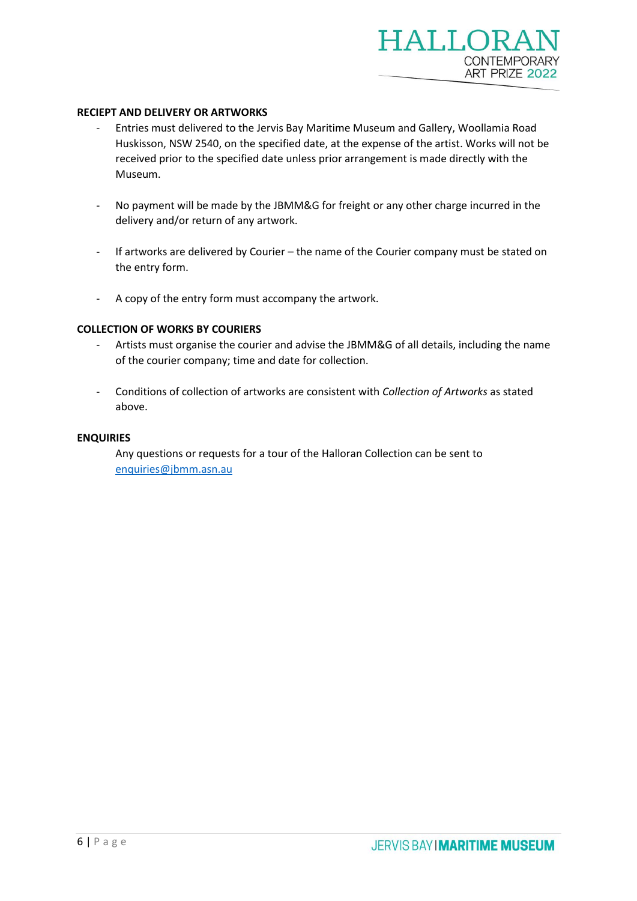**RECIEPT AND DELIVERY OR ARTWORKS**

- Entries must delivered to the Jervis Bay Maritime Museum and Gallery, Woollamia Road Huskisson, NSW 2540, on the specified date, at the expense of the artist. Works will not be received prior to the specified date unless prior arrangement is made directly with the Museum.

- No payment will be made by the JBMM&G for freight or any other charge incurred in the delivery and/or return of any artwork.

- If artworks are delivered by Courier – the name of the Courier company must be stated on the entry form.

- A copy of the entry form must accompany the artwork.

**COLLECTION OF WORKS BY COURIERS**

- Artists must organise the courier and advise the JBMM&G of all details, including the name of the courier company; time and date for collection.

- Conditions of collection of artworks are consistent with *Collection of Artworks* as stated above.

**ENQUIRIES**

Any questions or requests for a tour of the Halloran Collection can be sent to enquiries@jbmm.asn.au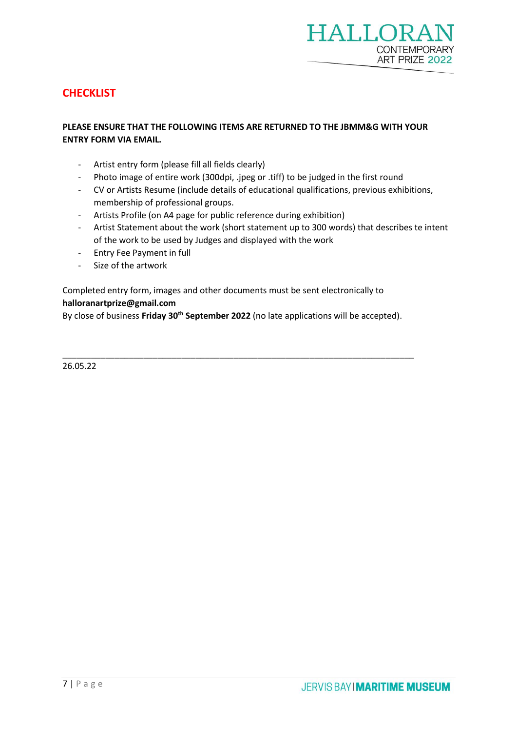## CHECKLIST

**PLEASE ENSURE THAT THE FOLLOWING ITEMS ARE RETURNED TO THE JBMM&G WITH YOUR ENTRY FORM VIA EMAIL.**

- Artist entry form (please fill all fields clearly)
- Photo image of entire work (300dpi, .jpeg or .tiff) to be judged in the first round
- CV or Artists Resume (include details of educational qualifications, previous exhibitions, membership of professional groups.
- Artists Profile (on A4 page for public reference during exhibition)
- Artist Statement about the work (short statement up to 300 words) that describes te intent of the work to be used by Judges and displayed with the work
- Entry Fee Payment in full
- Size of the artwork

Completed entry form, images and other documents must be sent electronically to **halloranartprize@gmail.com**
By close of business **Friday 30th September 2022** (no late applications will be accepted).

---

26.05.22